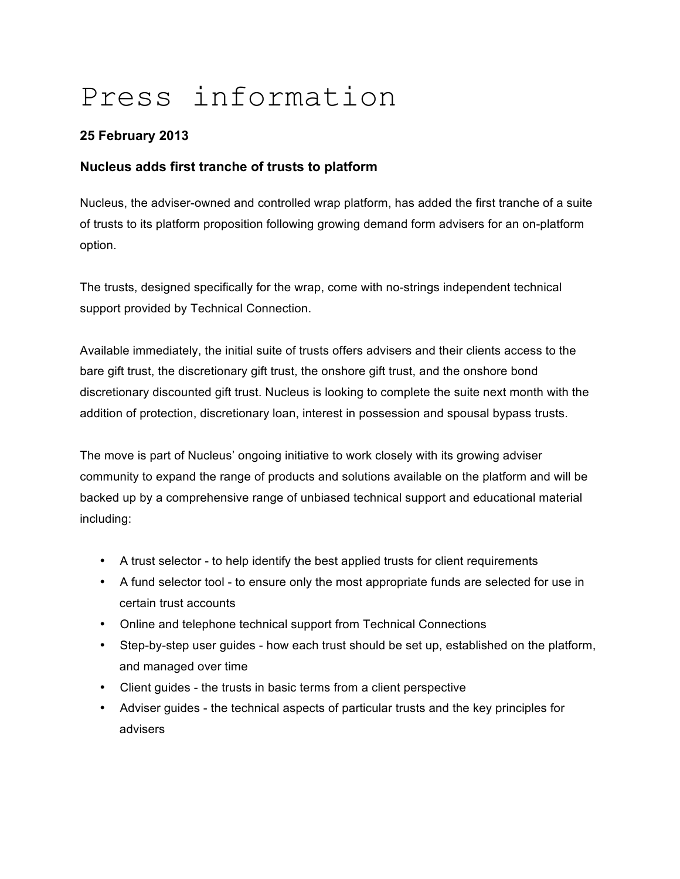# Press information

**25 February 2013**

### Nucleus adds first tranche of trusts to platform

Nucleus, the adviser-owned and controlled wrap platform, has added the first tranche of a suite of trusts to its platform proposition following growing demand form advisers for an on-platform option.

The trusts, designed specifically for the wrap, come with no-strings independent technical support provided by Technical Connection.

Available immediately, the initial suite of trusts offers advisers and their clients access to the bare gift trust, the discretionary gift trust, the onshore gift trust, and the onshore bond discretionary discounted gift trust. Nucleus is looking to complete the suite next month with the addition of protection, discretionary loan, interest in possession and spousal bypass trusts.

The move is part of Nucleus' ongoing initiative to work closely with its growing adviser community to expand the range of products and solutions available on the platform and will be backed up by a comprehensive range of unbiased technical support and educational material including:

- A trust selector - to help identify the best applied trusts for client requirements
- A fund selector tool - to ensure only the most appropriate funds are selected for use in certain trust accounts
- Online and telephone technical support from Technical Connections
- Step-by-step user guides - how each trust should be set up, established on the platform, and managed over time
- Client guides - the trusts in basic terms from a client perspective
- Adviser guides - the technical aspects of particular trusts and the key principles for advisers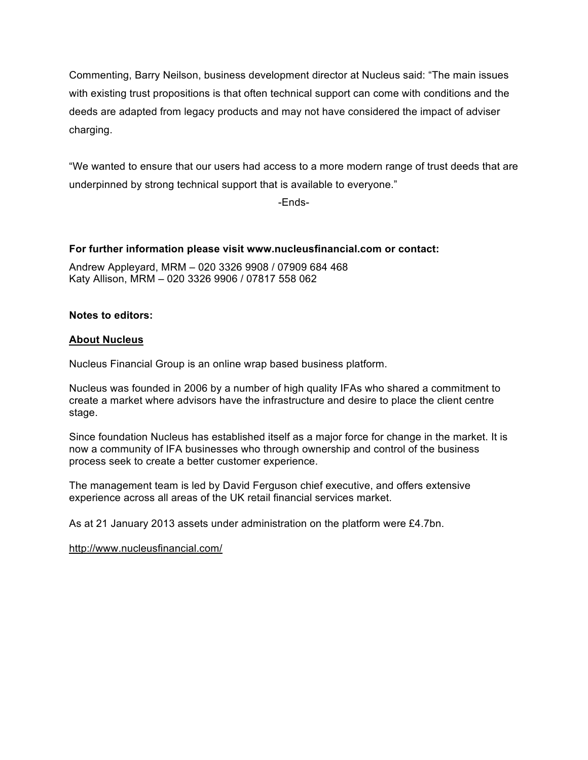Commenting, Barry Neilson, business development director at Nucleus said: "The main issues with existing trust propositions is that often technical support can come with conditions and the deeds are adapted from legacy products and may not have considered the impact of adviser charging.

"We wanted to ensure that our users had access to a more modern range of trust deeds that are underpinned by strong technical support that is available to everyone."

-Ends-

**For further information please visit www.nucleusfinancial.com or contact:**

Andrew Appleyard, MRM – 020 3326 9908 / 07909 684 468
Katy Allison, MRM – 020 3326 9906 / 07817 558 062

**Notes to editors:**

**About Nucleus**

Nucleus Financial Group is an online wrap based business platform.

Nucleus was founded in 2006 by a number of high quality IFAs who shared a commitment to create a market where advisors have the infrastructure and desire to place the client centre stage.

Since foundation Nucleus has established itself as a major force for change in the market. It is now a community of IFA businesses who through ownership and control of the business process seek to create a better customer experience.

The management team is led by David Ferguson chief executive, and offers extensive experience across all areas of the UK retail financial services market.

As at 21 January 2013 assets under administration on the platform were £4.7bn.

http://www.nucleusfinancial.com/